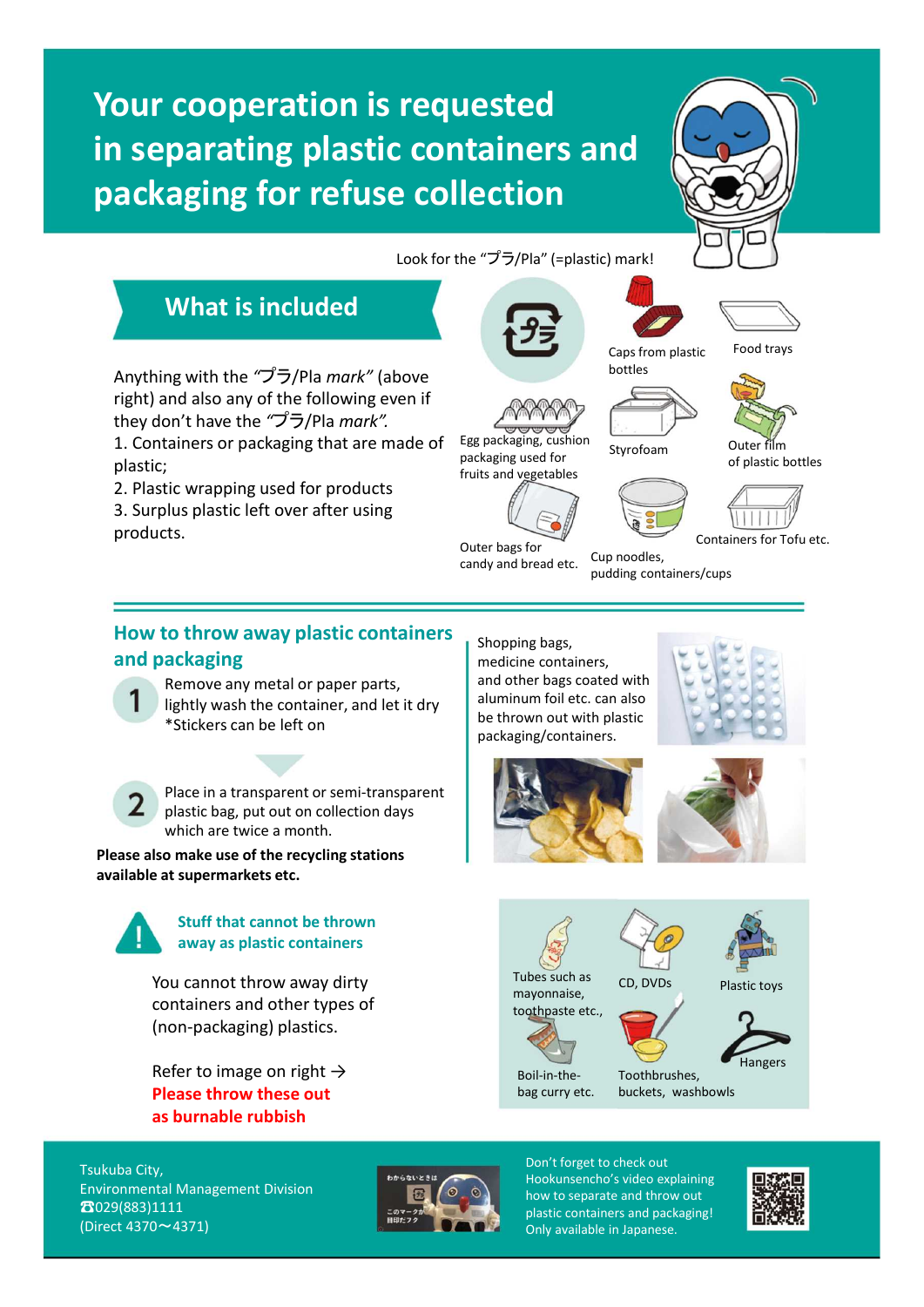# Your cooperation is requested in separating plastic containers and packaging for refuse collection

Look for the "プラ/Pla" (=plastic) mark!

## What is included

Anything with the *"プラ/Pla mark"* (above right) and also any of the following even if they don't have the *"プラ/Pla mark"*.

1. Containers or packaging that are made of plastic;
2. Plastic wrapping used for products
3. Surplus plastic left over after using products.

Caps from plastic bottles

Food trays

Egg packaging, cushion packaging used for fruits and vegetables

Styrofoam

Outer film of plastic bottles

Outer bags for candy and bread etc.

Cup noodles, pudding containers/cups

Containers for Tofu etc.

## How to throw away plastic containers and packaging

1. Remove any metal or paper parts, lightly wash the container, and let it dry
   *Stickers can be left on

2. Place in a transparent or semi-transparent plastic bag, put out on collection days which are twice a month.

**Please also make use of the recycling stations available at supermarkets etc.**

Shopping bags, medicine containers, and other bags coated with aluminum foil etc. can also be thrown out with plastic packaging/containers.

## Stuff that cannot be thrown away as plastic containers

You cannot throw away dirty containers and other types of (non-packaging) plastics.

Refer to image on right →

**Please throw these out as burnable rubbish**

Tubes such as mayonnaise, toothpaste etc.,

CD, DVDs

Plastic toys

Boil-in-the-bag curry etc.

Toothbrushes, buckets, washbowls

Hangers

Tsukuba City,
Environmental Management Division
☎029(883)1111
(Direct 4370～4371)

Don't forget to check out Hookunsencho's video explaining how to separate and throw out plastic containers and packaging!
Only available in Japanese.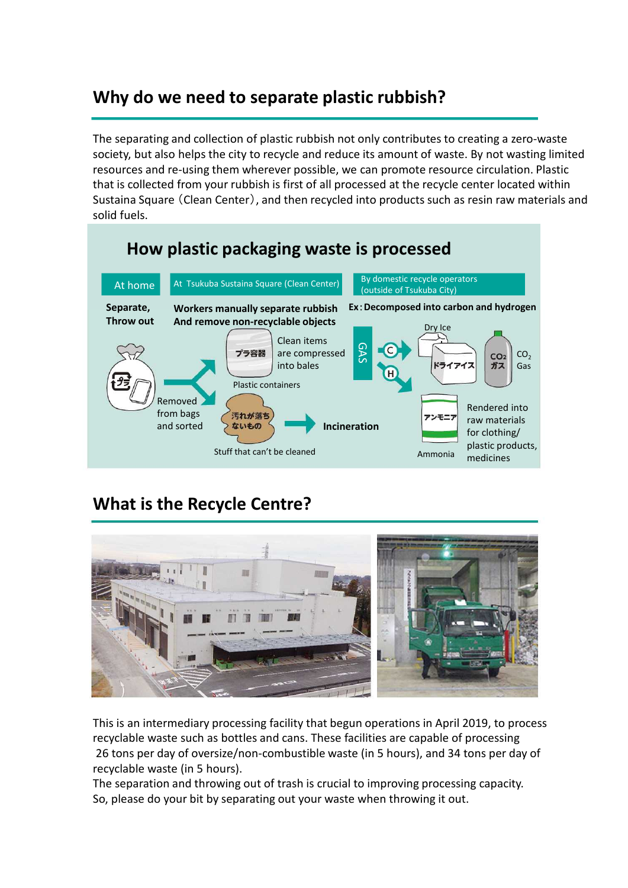## Why do we need to separate plastic rubbish?

The separating and collection of plastic rubbish not only contributes to creating a zero-waste society, but also helps the city to recycle and reduce its amount of waste. By not wasting limited resources and re-using them wherever possible, we can promote resource circulation. Plastic that is collected from your rubbish is first of all processed at the recycle center located within Sustaina Square（Clean Center）, and then recycled into products such as resin raw materials and solid fuels.

### How plastic packaging waste is processed

At home

**Separate, Throw out**

プラ

Removed from bags and sorted

At Tsukuba Sustaina Square (Clean Center)

**Workers manually separate rubbish And remove non-recyclable objects**

プラ容器

Clean items are compressed into bales

Plastic containers

汚れが落ちないもの

Stuff that can't be cleaned

**Incineration**

By domestic recycle operators (outside of Tsukuba City)

**Ex：Decomposed into carbon and hydrogen**

GAS

C

H

Dry Ice

ドライアイス

$CO_2$ ガス

$CO_2$ Gas

アンモニア

Ammonia

Rendered into raw materials for clothing/ plastic products, medicines

## What is the Recycle Centre?

This is an intermediary processing facility that begun operations in April 2019, to process recyclable waste such as bottles and cans. These facilities are capable of processing 26 tons per day of oversize/non-combustible waste (in 5 hours), and 34 tons per day of recyclable waste (in 5 hours).

The separation and throwing out of trash is crucial to improving processing capacity. So, please do your bit by separating out your waste when throwing it out.